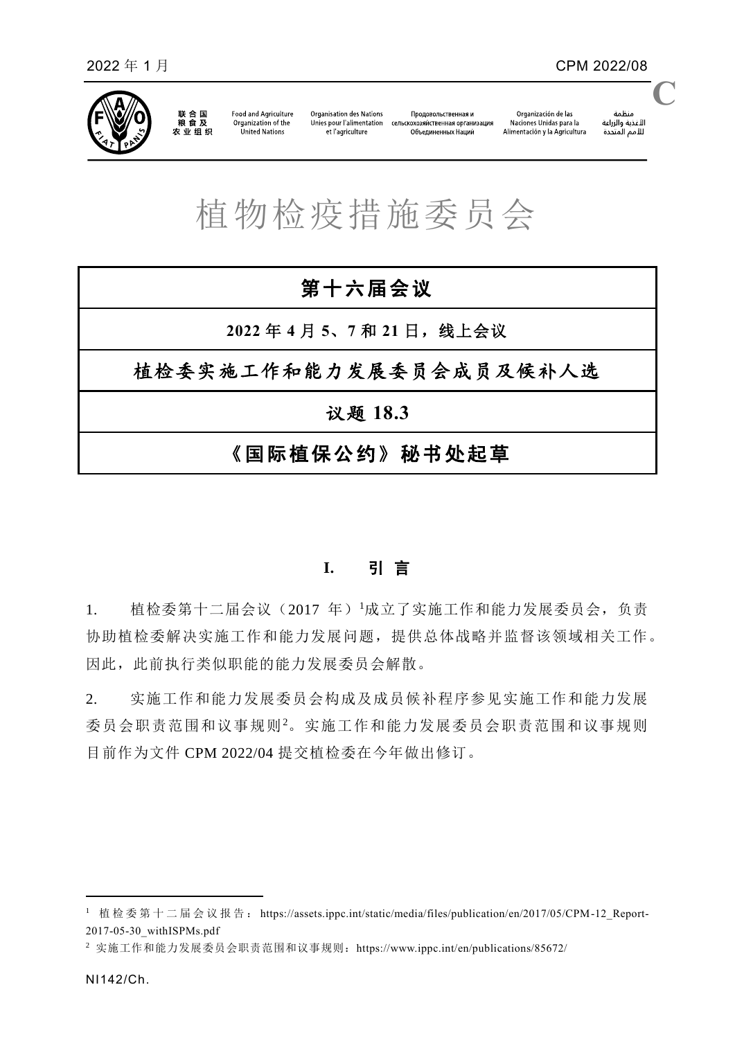2022 年 1 月 CPM 2022/08

# 植物检疫措施委员会

## 第十六届会议

**2022 年 4 月 5、7 和 21 日，线上会议**

## 植检委实施工作和能力发展委员会成员及候补人选

**议题 18.3**

**《国际植保公约》秘书处起草**

## I. 引 言

1. 植检委第十二届会议（2017 年）[1]成立了实施工作和能力发展委员会，负责协助植检委解决实施工作和能力发展问题，提供总体战略并监督该领域相关工作。因此，此前执行类似职能的能力发展委员会解散。

2. 实施工作和能力发展委员会构成及成员候补程序参见实施工作和能力发展委员会职责范围和议事规则[2]。实施工作和能力发展委员会职责范围和议事规则目前作为文件 CPM 2022/04 提交植检委在今年做出修订。

---

[1] 植检委第十二届会议报告：https://assets.ippc.int/static/media/files/publication/en/2017/05/CPM-12_Report-2017-05-30_withISPMs.pdf

[2] 实施工作和能力发展委员会职责范围和议事规则：https://www.ippc.int/en/publications/85672/

NI142/Ch.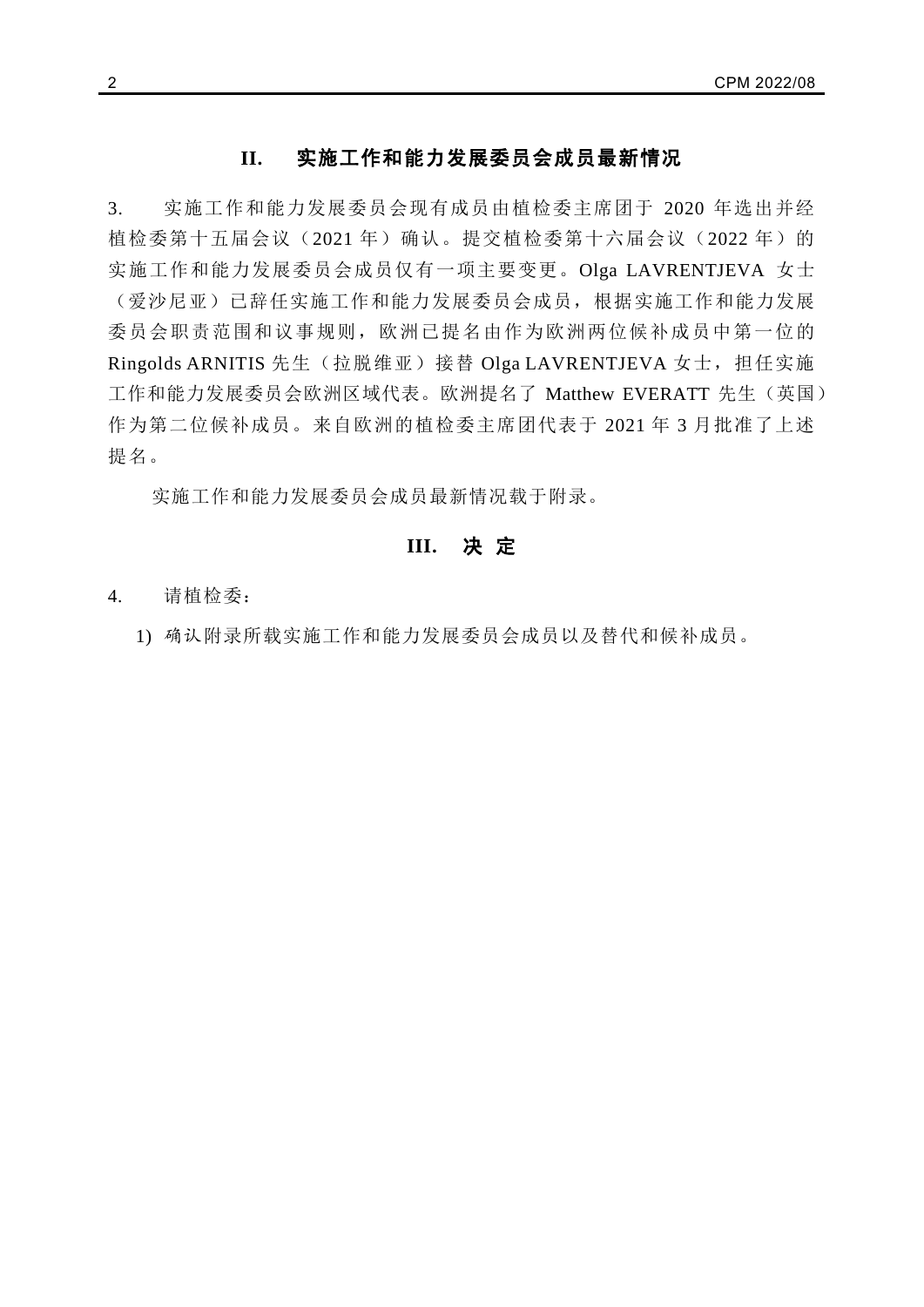## II. 实施工作和能力发展委员会成员最新情况

3. 实施工作和能力发展委员会现有成员由植检委主席团于 2020 年选出并经植检委第十五届会议（2021 年）确认。提交植检委第十六届会议（2022 年）的实施工作和能力发展委员会成员仅有一项主要变更。Olga LAVRENTJEVA 女士（爱沙尼亚）已辞任实施工作和能力发展委员会成员，根据实施工作和能力发展委员会职责范围和议事规则，欧洲已提名由作为欧洲两位候补成员中第一位的 Ringolds ARNITIS 先生（拉脱维亚）接替 Olga LAVRENTJEVA 女士，担任实施工作和能力发展委员会欧洲区域代表。欧洲提名了 Matthew EVERATT 先生（英国）作为第二位候补成员。来自欧洲的植检委主席团代表于 2021 年 3 月批准了上述提名。

实施工作和能力发展委员会成员最新情况载于附录。

## III. 决 定

4. 请植检委：

1) *确认*附录所载实施工作和能力发展委员会成员以及替代和候补成员。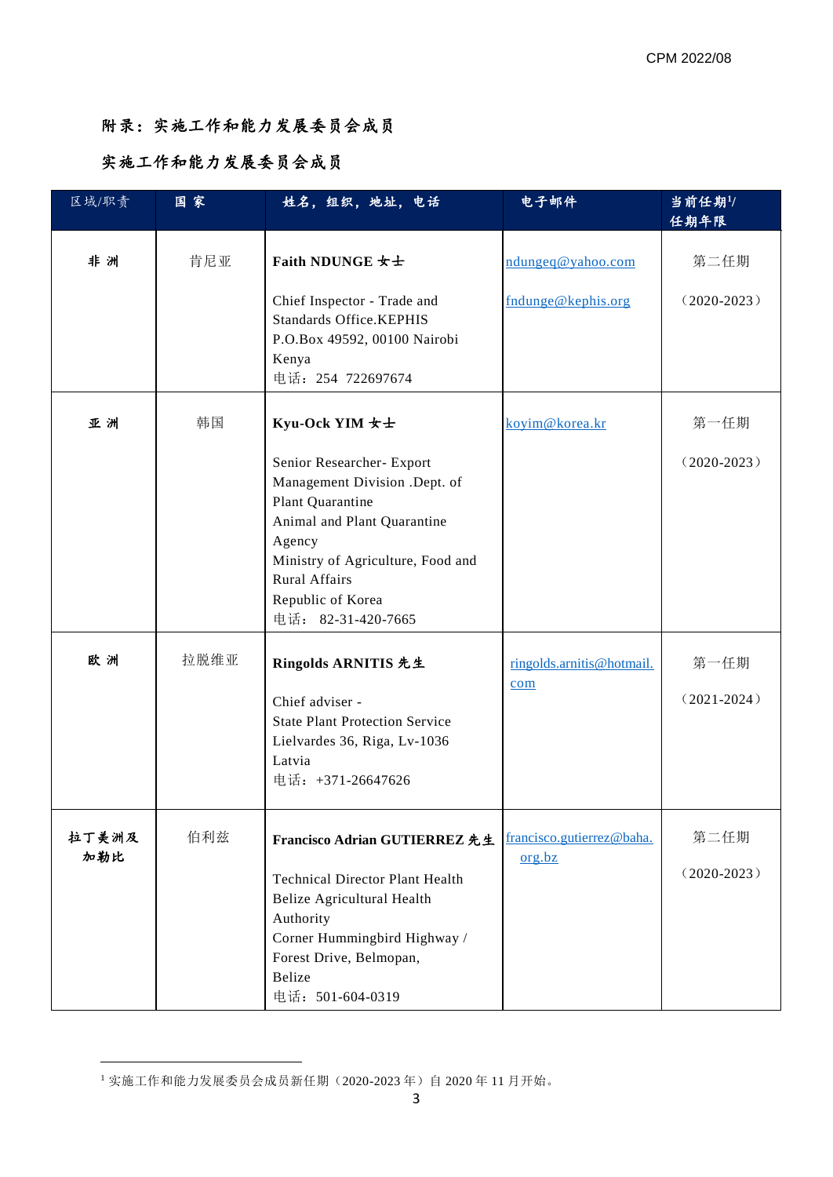## 附录：实施工作和能力发展委员会成员

## 实施工作和能力发展委员会成员

| 区域/职责 | 国 家 | 姓名，组织，地址，电话 | 电子邮件 | 当前任期[1]/ 任期年限 |
|---|---|---|---|---|
| **非 洲** | 肯尼亚 | **Faith NDUNGE 女士**<br><br>Chief Inspector - Trade and Standards Office.KEPHIS<br>P.O.Box 49592, 00100 Nairobi<br>Kenya<br>电话：254 722697674 | ndungeq@yahoo.com<br><br>fndunge@kephis.org | 第二任期<br><br>（2020-2023） |
| **亚 洲** | 韩国 | **Kyu-Ock YIM 女士**<br><br>Senior Researcher- Export Management Division .Dept. of Plant Quarantine<br>Animal and Plant Quarantine Agency<br>Ministry of Agriculture, Food and Rural Affairs<br>Republic of Korea<br>电话： 82-31-420-7665 | koyim@korea.kr | 第一任期<br><br>（2020-2023） |
| **欧 洲** | 拉脱维亚 | **Ringolds ARNITIS 先生**<br><br>Chief adviser -<br>State Plant Protection Service<br>Lielvardes 36, Riga, Lv-1036<br>Latvia<br>电话：+371-26647626 | ringolds.arnitis@hotmail.com | 第一任期<br><br>（2021-2024） |
| **拉丁美洲及加勒比** | 伯利兹 | **Francisco Adrian GUTIERREZ 先生**<br><br>Technical Director Plant Health<br>Belize Agricultural Health Authority<br>Corner Hummingbird Highway / Forest Drive, Belmopan,<br>Belize<br>电话：501-604-0319 | francisco.gutierrez@baha.org.bz | 第二任期<br><br>（2020-2023） |

[1] 实施工作和能力发展委员会成员新任期（2020-2023 年）自 2020 年 11 月开始。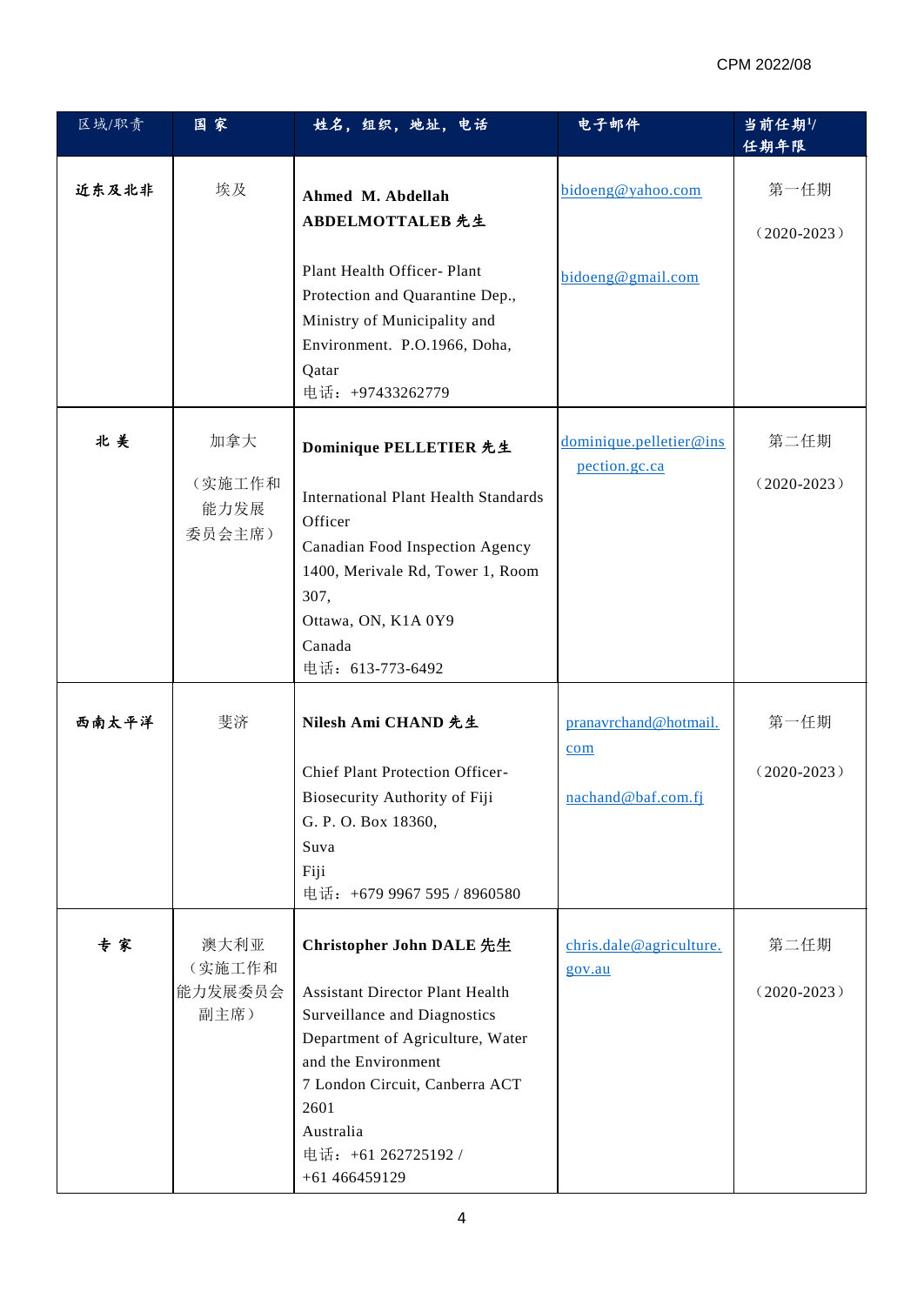| 区域/职责 | 国 家 | 姓名，组织，地址，电话 | 电子邮件 | 当前任期[1]/ 任期年限 |
|---|---|---|---|---|
| **近东及北非** | 埃及 | **Ahmed M. Abdellah ABDELMOTTALEB 先生**<br><br>Plant Health Officer- Plant Protection and Quarantine Dep., Ministry of Municipality and Environment. P.O.1966, Doha, Qatar<br>电话：+97433262779 | bidoeng@yahoo.com<br><br>bidoeng@gmail.com | 第一任期<br><br>（2020-2023） |
| **北 美** | 加拿大<br><br>（实施工作和能力发展委员会主席） | **Dominique PELLETIER 先生**<br><br>International Plant Health Standards Officer<br>Canadian Food Inspection Agency<br>1400, Merivale Rd, Tower 1, Room 307,<br>Ottawa, ON, K1A 0Y9<br>Canada<br>电话：613-773-6492 | dominique.pelletier@inspection.gc.ca | 第二任期<br><br>（2020-2023） |
| **西南太平洋** | 斐济 | **Nilesh Ami CHAND 先生**<br><br>Chief Plant Protection Officer-<br>Biosecurity Authority of Fiji<br>G. P. O. Box 18360,<br>Suva<br>Fiji<br>电话：+679 9967 595 / 8960580 | pranavrchand@hotmail.com<br><br>nachand@baf.com.fj | 第一任期<br><br>（2020-2023） |
| **专 家** | 澳大利亚<br>（实施工作和能力发展委员会副主席） | **Christopher John DALE 先生**<br><br>Assistant Director Plant Health Surveillance and Diagnostics<br>Department of Agriculture, Water and the Environment<br>7 London Circuit, Canberra ACT 2601<br>Australia<br>电话：+61 262725192 / +61 466459129 | chris.dale@agriculture.gov.au | 第二任期<br><br>（2020-2023） |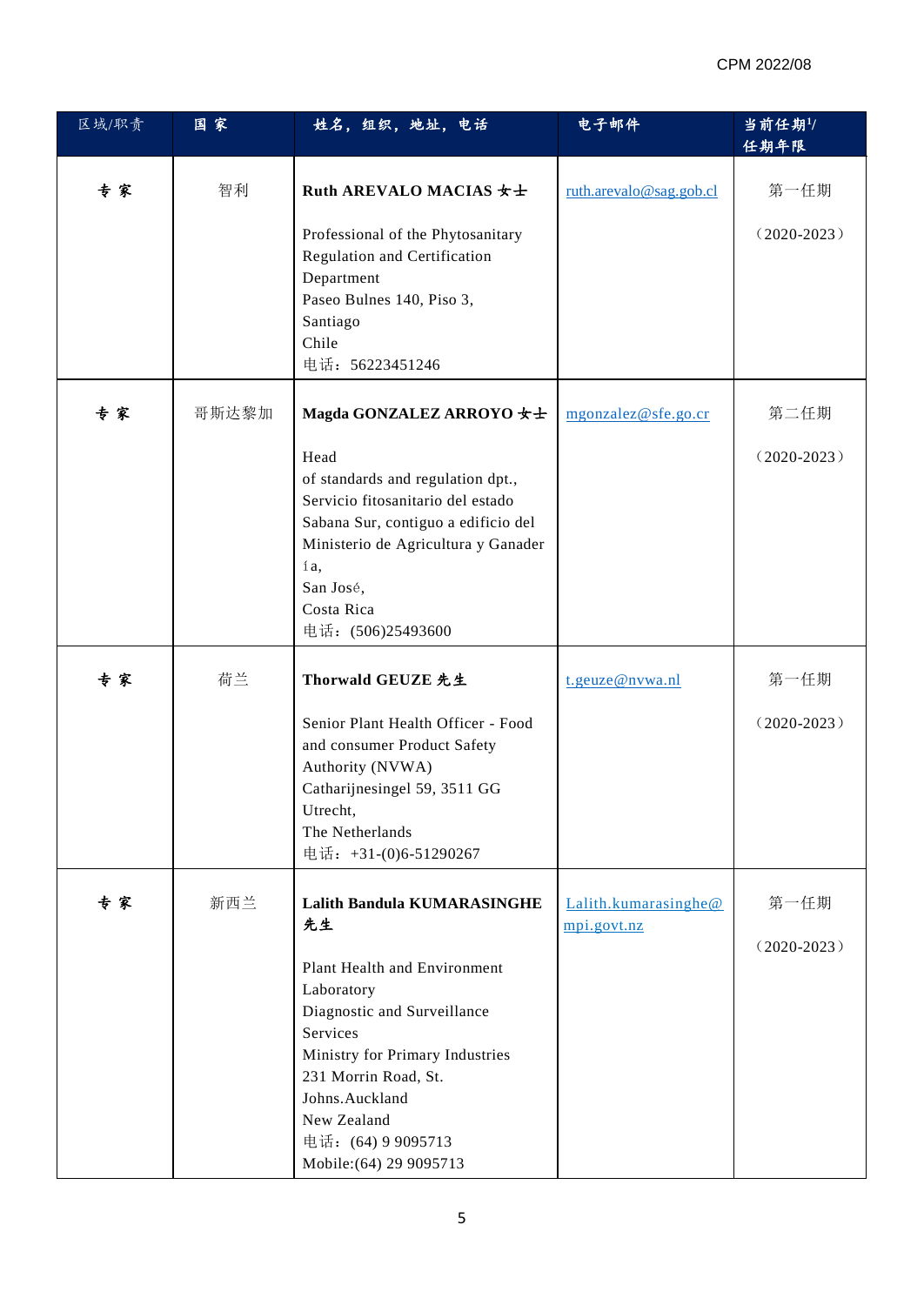| 区域/职责 | 国 家 | 姓名，组织，地址，电话 | 电子邮件 | 当前任期[1]/ 任期年限 |
|---|---|---|---|---|
| **专 家** | 智利 | **Ruth AREVALO MACIAS 女士**<br><br>Professional of the Phytosanitary Regulation and Certification Department<br>Paseo Bulnes 140, Piso 3,<br>Santiago<br>Chile<br>电话：56223451246 | ruth.arevalo@sag.gob.cl | 第一任期<br><br>（2020-2023） |
| **专 家** | 哥斯达黎加 | **Magda GONZALEZ ARROYO 女士**<br><br>Head<br>of standards and regulation dpt.,<br>Servicio fitosanitario del estado<br>Sabana Sur, contiguo a edificio del Ministerio de Agricultura y Ganader ía,<br>San José,<br>Costa Rica<br>电话：(506)25493600 | mgonzalez@sfe.go.cr | 第二任期<br><br>（2020-2023） |
| **专 家** | 荷兰 | **Thorwald GEUZE 先生**<br><br>Senior Plant Health Officer - Food and consumer Product Safety Authority (NVWA)<br>Catharijnesingel 59, 3511 GG<br>Utrecht,<br>The Netherlands<br>电话：+31-(0)6-51290267 | t.geuze@nvwa.nl | 第一任期<br><br>（2020-2023） |
| **专 家** | 新西兰 | **Lalith Bandula KUMARASINGHE 先生**<br><br>Plant Health and Environment Laboratory<br>Diagnostic and Surveillance Services<br>Ministry for Primary Industries<br>231 Morrin Road, St.<br>Johns.Auckland<br>New Zealand<br>电话：(64) 9 9095713<br>Mobile:(64) 29 9095713 | Lalith.kumarasinghe@mpi.govt.nz | 第一任期<br><br>（2020-2023） |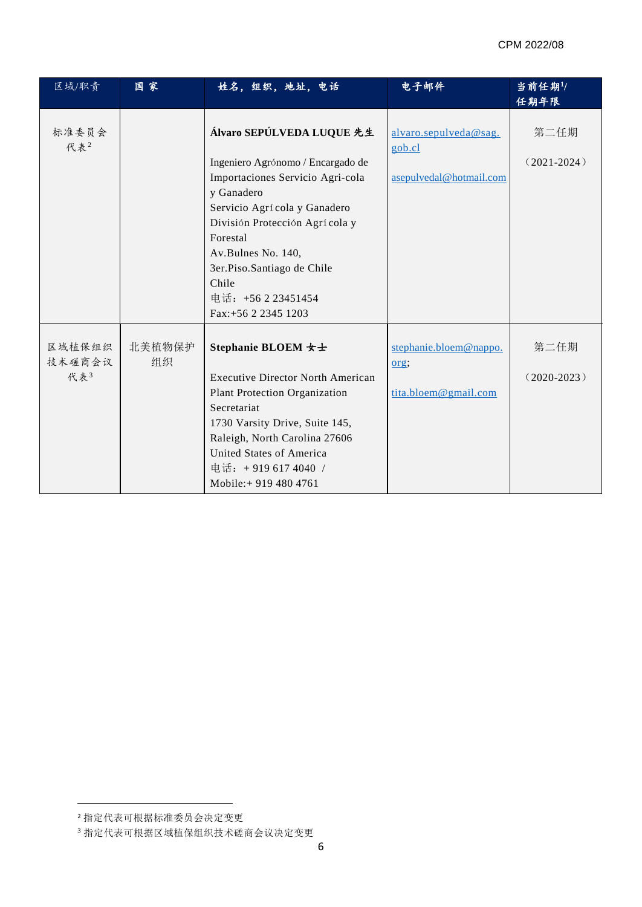| 区域/职责 | 国 家 | 姓名，组织，地址，电话 | 电子邮件 | 当前任期[1]/ 任期年限 |
|---|---|---|---|---|
| 标准委员会代表[2] | | **Álvaro SEPÚLVEDA LUQUE 先生**<br><br>Ingeniero Agrónomo / Encargado de Importaciones Servicio Agri-cola y Ganadero<br>Servicio Agrícola y Ganadero<br>División Protección Agrícola y Forestal<br>Av.Bulnes No. 140,<br>3er.Piso.Santiago de Chile<br>Chile<br>电话：+56 2 23451454<br>Fax:+56 2 2345 1203 | alvaro.sepulveda@sag.gob.cl<br><br>asepulvedal@hotmail.com | 第二任期<br><br>（2021-2024） |
| 区域植保组织技术磋商会议代表[3] | 北美植物保护组织 | **Stephanie BLOEM 女士**<br><br>Executive Director North American Plant Protection Organization Secretariat<br>1730 Varsity Drive, Suite 145,<br>Raleigh, North Carolina 27606<br>United States of America<br>电话：+ 919 617 4040 /<br>Mobile:+ 919 480 4761 | stephanie.bloem@nappo.org;<br><br>tita.bloem@gmail.com | 第二任期<br><br>（2020-2023） |

[2] 指定代表可根据标准委员会决定变更

[3] 指定代表可根据区域植保组织技术磋商会议决定变更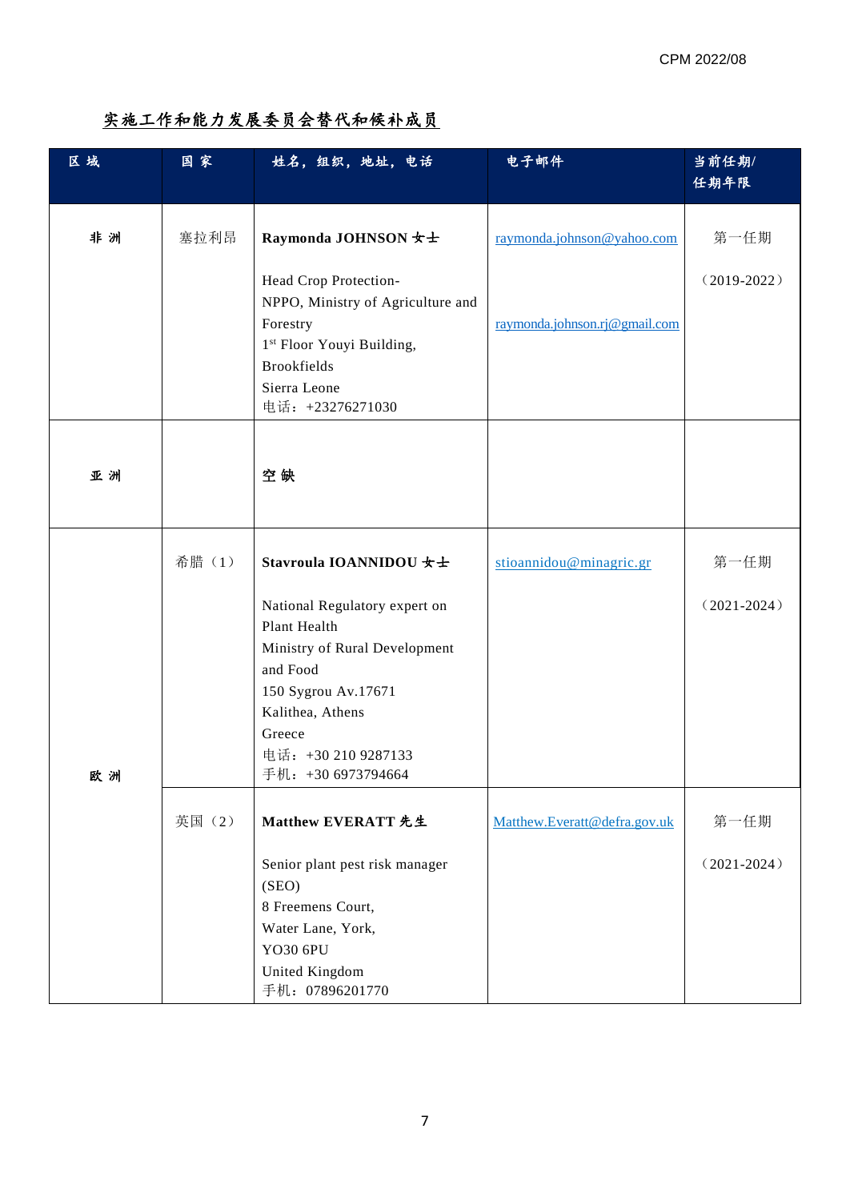## 实施工作和能力发展委员会替代和候补成员

| 区 域 | 国 家 | 姓名，组织，地址，电话 | 电子邮件 | 当前任期/任期年限 |
|---|---|---|---|---|
| **非 洲** | 塞拉利昂 | **Raymonda JOHNSON 女士**<br><br>Head Crop Protection-<br>NPPO, Ministry of Agriculture and Forestry<br>1st Floor Youyi Building, Brookfields<br>Sierra Leone<br>电话：+23276271030 | raymonda.johnson@yahoo.com<br><br>raymonda.johnson.rj@gmail.com | 第一任期<br><br>（2019-2022） |
| **亚 洲** | | **空 缺** | | |
| **欧 洲** | 希腊（1） | **Stavroula IOANNIDOU 女士**<br><br>National Regulatory expert on Plant Health<br>Ministry of Rural Development and Food<br>150 Sygrou Av.17671<br>Kalithea, Athens<br>Greece<br>电话：+30 210 9287133<br>手机：+30 6973794664 | stioannidou@minagric.gr | 第一任期<br><br>（2021-2024） |
| | 英国（2） | **Matthew EVERATT 先生**<br><br>Senior plant pest risk manager (SEO)<br>8 Freemens Court,<br>Water Lane, York,<br>YO30 6PU<br>United Kingdom<br>手机：07896201770 | Matthew.Everatt@defra.gov.uk | 第一任期<br><br>（2021-2024） |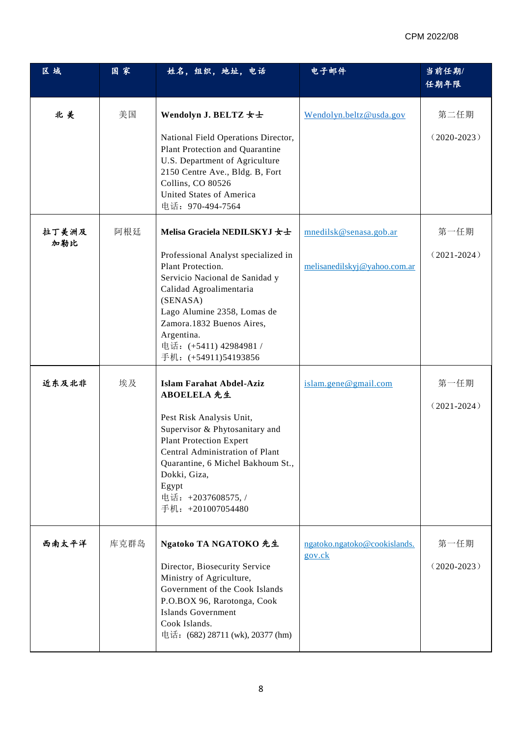| 区 域 | 国 家 | 姓名，组织，地址，电话 | 电子邮件 | 当前任期/ 任期年限 |
|---|---|---|---|---|
| **北 美** | 美国 | **Wendolyn J. BELTZ 女士**<br><br>National Field Operations Director, Plant Protection and Quarantine U.S. Department of Agriculture 2150 Centre Ave., Bldg. B, Fort Collins, CO 80526 United States of America<br>电话：970-494-7564 | Wendolyn.beltz@usda.gov | 第二任期<br><br>（2020-2023） |
| **拉丁美洲及加勒比** | 阿根廷 | **Melisa Graciela NEDILSKYJ 女士**<br><br>Professional Analyst specialized in Plant Protection.<br>Servicio Nacional de Sanidad y Calidad Agroalimentaria (SENASA)<br>Lago Alumine 2358, Lomas de Zamora.1832 Buenos Aires, Argentina.<br>电话：(+5411) 42984981 /<br>手机：(+54911)54193856 | mnedilsk@senasa.gob.ar<br><br>melisanedilskyj@yahoo.com.ar | 第一任期<br><br>（2021-2024） |
| **近东及北非** | 埃及 | **Islam Farahat Abdel-Aziz ABOELELA 先生**<br><br>Pest Risk Analysis Unit, Supervisor & Phytosanitary and Plant Protection Expert<br>Central Administration of Plant Quarantine, 6 Michel Bakhoum St., Dokki, Giza,<br>Egypt<br>电话：+2037608575, /<br>手机：+201007054480 | islam.gene@gmail.com | 第一任期<br><br>（2021-2024） |
| **西南太平洋** | 库克群岛 | **Ngatoko TA NGATOKO 先生**<br><br>Director, Biosecurity Service<br>Ministry of Agriculture,<br>Government of the Cook Islands<br>P.O.BOX 96, Rarotonga, Cook Islands Government<br>Cook Islands.<br>电话：(682) 28711 (wk), 20377 (hm) | ngatoko.ngatoko@cookislands.gov.ck | 第一任期<br><br>（2020-2023） |